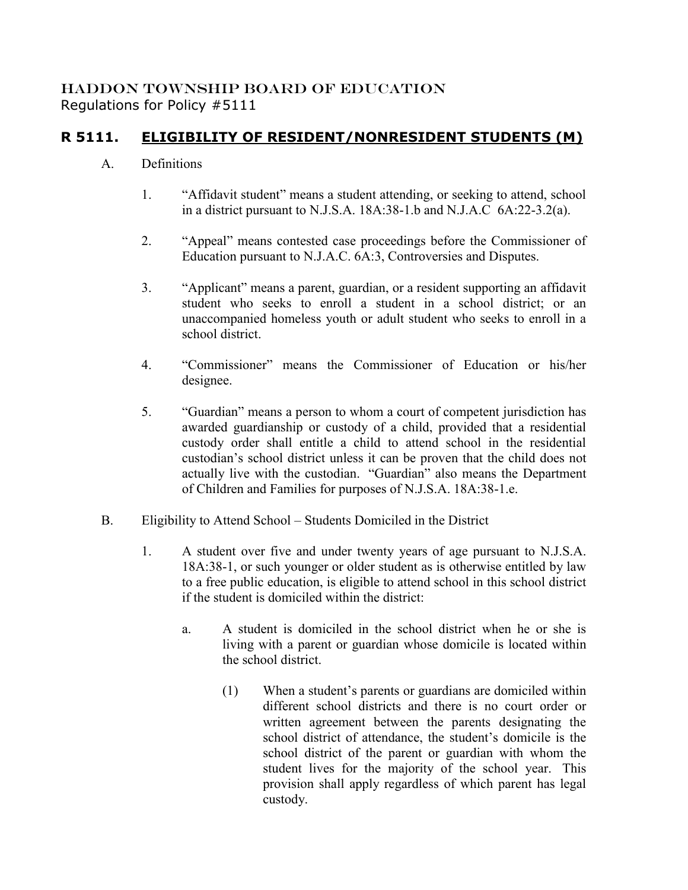HADDON TOWNSHIP BOARD OF EDUCATION
Regulations for Policy #5111

# R 5111. ELIGIBILITY OF RESIDENT/NONRESIDENT STUDENTS (M)

A. Definitions

1. "Affidavit student" means a student attending, or seeking to attend, school in a district pursuant to N.J.S.A. 18A:38-1.b and N.J.A.C 6A:22-3.2(a).

2. "Appeal" means contested case proceedings before the Commissioner of Education pursuant to N.J.A.C. 6A:3, Controversies and Disputes.

3. "Applicant" means a parent, guardian, or a resident supporting an affidavit student who seeks to enroll a student in a school district; or an unaccompanied homeless youth or adult student who seeks to enroll in a school district.

4. "Commissioner" means the Commissioner of Education or his/her designee.

5. "Guardian" means a person to whom a court of competent jurisdiction has awarded guardianship or custody of a child, provided that a residential custody order shall entitle a child to attend school in the residential custodian's school district unless it can be proven that the child does not actually live with the custodian. "Guardian" also means the Department of Children and Families for purposes of N.J.S.A. 18A:38-1.e.

B. Eligibility to Attend School – Students Domiciled in the District

1. A student over five and under twenty years of age pursuant to N.J.S.A. 18A:38-1, or such younger or older student as is otherwise entitled by law to a free public education, is eligible to attend school in this school district if the student is domiciled within the district:

   a. A student is domiciled in the school district when he or she is living with a parent or guardian whose domicile is located within the school district.

      (1) When a student's parents or guardians are domiciled within different school districts and there is no court order or written agreement between the parents designating the school district of attendance, the student's domicile is the school district of the parent or guardian with whom the student lives for the majority of the school year. This provision shall apply regardless of which parent has legal custody.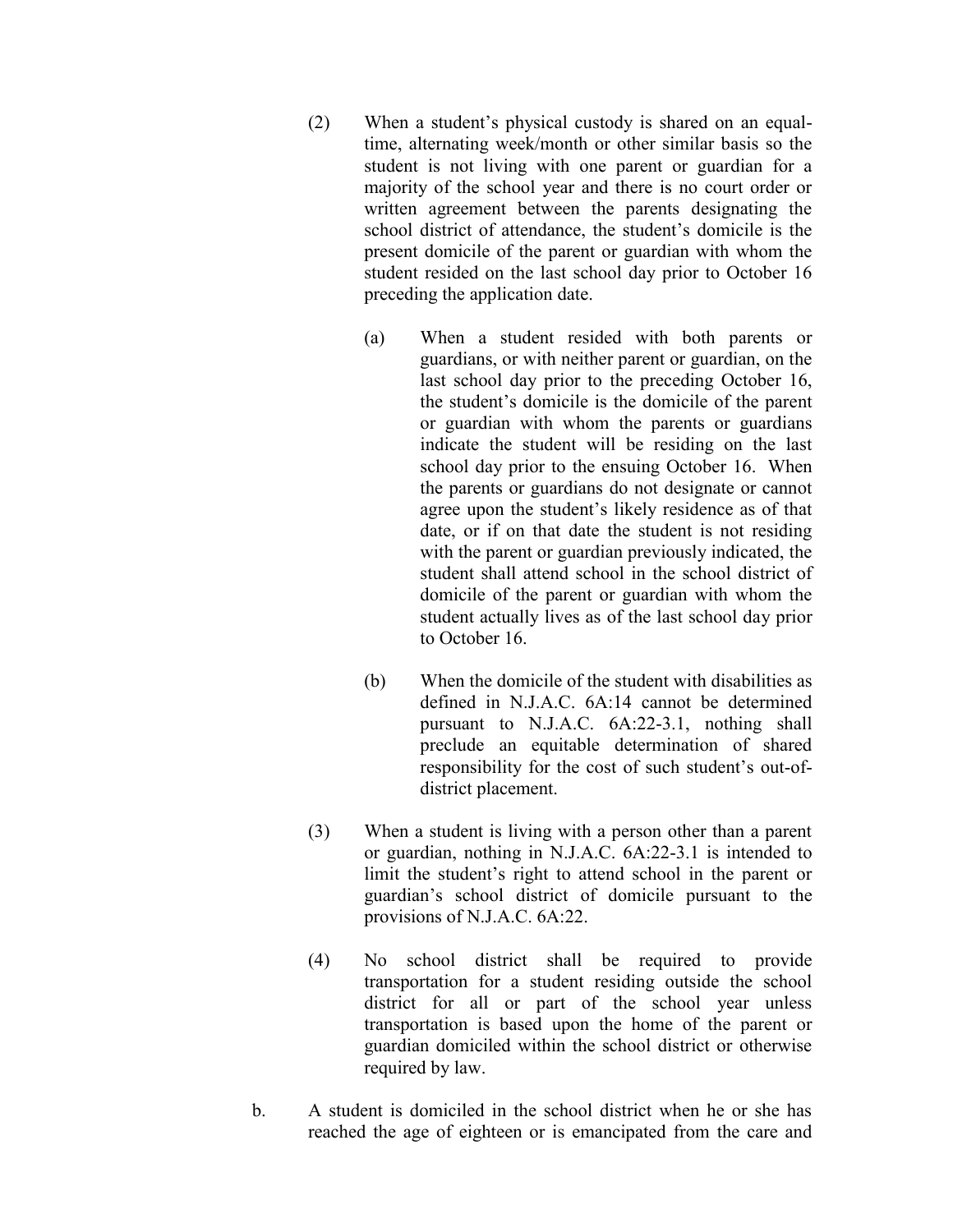(2) When a student's physical custody is shared on an equal-time, alternating week/month or other similar basis so the student is not living with one parent or guardian for a majority of the school year and there is no court order or written agreement between the parents designating the school district of attendance, the student's domicile is the present domicile of the parent or guardian with whom the student resided on the last school day prior to October 16 preceding the application date.

   (a) When a student resided with both parents or guardians, or with neither parent or guardian, on the last school day prior to the preceding October 16, the student's domicile is the domicile of the parent or guardian with whom the parents or guardians indicate the student will be residing on the last school day prior to the ensuing October 16. When the parents or guardians do not designate or cannot agree upon the student's likely residence as of that date, or if on that date the student is not residing with the parent or guardian previously indicated, the student shall attend school in the school district of domicile of the parent or guardian with whom the student actually lives as of the last school day prior to October 16.

   (b) When the domicile of the student with disabilities as defined in N.J.A.C. 6A:14 cannot be determined pursuant to N.J.A.C. 6A:22-3.1, nothing shall preclude an equitable determination of shared responsibility for the cost of such student's out-of-district placement.

(3) When a student is living with a person other than a parent or guardian, nothing in N.J.A.C. 6A:22-3.1 is intended to limit the student's right to attend school in the parent or guardian's school district of domicile pursuant to the provisions of N.J.A.C. 6A:22.

(4) No school district shall be required to provide transportation for a student residing outside the school district for all or part of the school year unless transportation is based upon the home of the parent or guardian domiciled within the school district or otherwise required by law.

b. A student is domiciled in the school district when he or she has reached the age of eighteen or is emancipated from the care and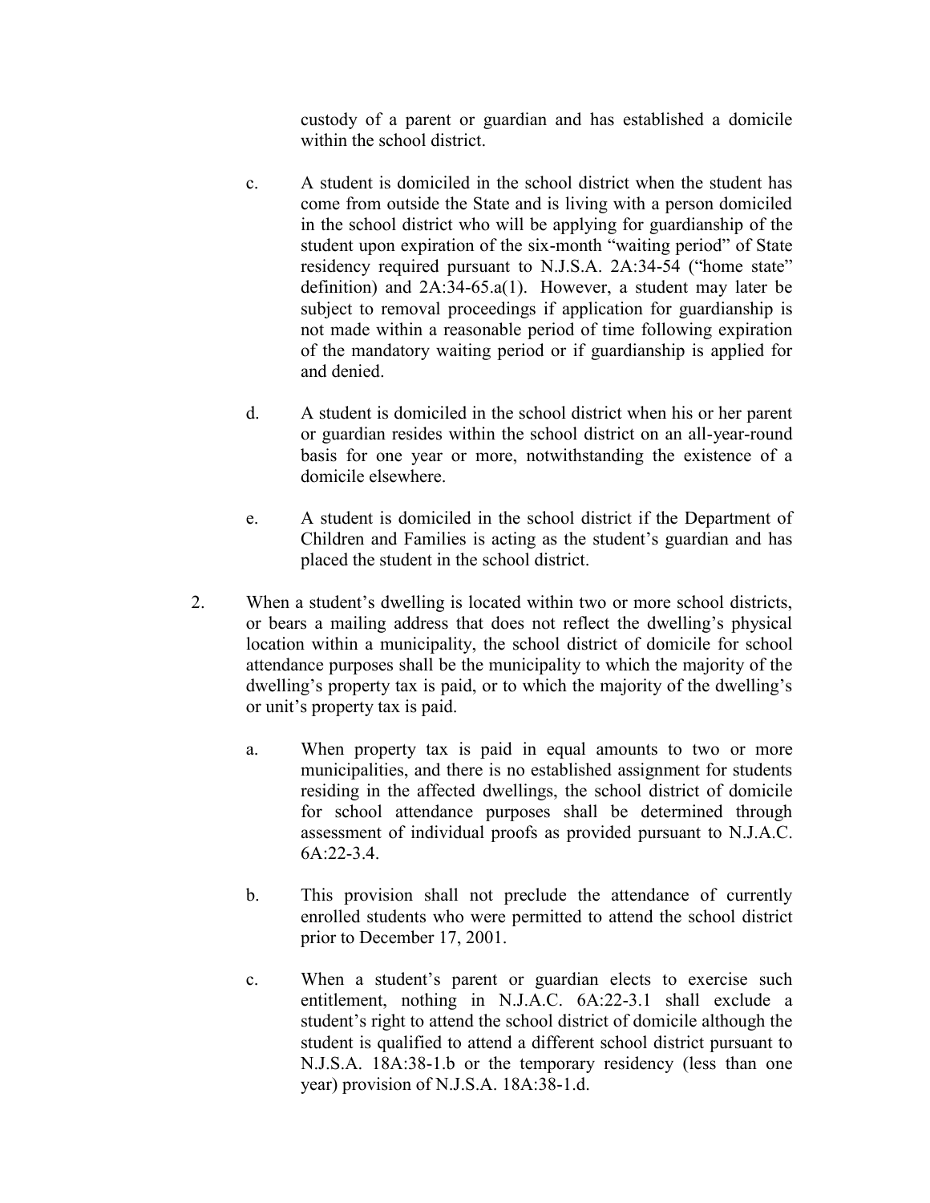custody of a parent or guardian and has established a domicile within the school district.

c. A student is domiciled in the school district when the student has come from outside the State and is living with a person domiciled in the school district who will be applying for guardianship of the student upon expiration of the six-month "waiting period" of State residency required pursuant to N.J.S.A. 2A:34-54 ("home state" definition) and 2A:34-65.a(1). However, a student may later be subject to removal proceedings if application for guardianship is not made within a reasonable period of time following expiration of the mandatory waiting period or if guardianship is applied for and denied.

d. A student is domiciled in the school district when his or her parent or guardian resides within the school district on an all-year-round basis for one year or more, notwithstanding the existence of a domicile elsewhere.

e. A student is domiciled in the school district if the Department of Children and Families is acting as the student's guardian and has placed the student in the school district.

2. When a student's dwelling is located within two or more school districts, or bears a mailing address that does not reflect the dwelling's physical location within a municipality, the school district of domicile for school attendance purposes shall be the municipality to which the majority of the dwelling's property tax is paid, or to which the majority of the dwelling's or unit's property tax is paid.

   a. When property tax is paid in equal amounts to two or more municipalities, and there is no established assignment for students residing in the affected dwellings, the school district of domicile for school attendance purposes shall be determined through assessment of individual proofs as provided pursuant to N.J.A.C. 6A:22-3.4.

   b. This provision shall not preclude the attendance of currently enrolled students who were permitted to attend the school district prior to December 17, 2001.

   c. When a student's parent or guardian elects to exercise such entitlement, nothing in N.J.A.C. 6A:22-3.1 shall exclude a student's right to attend the school district of domicile although the student is qualified to attend a different school district pursuant to N.J.S.A. 18A:38-1.b or the temporary residency (less than one year) provision of N.J.S.A. 18A:38-1.d.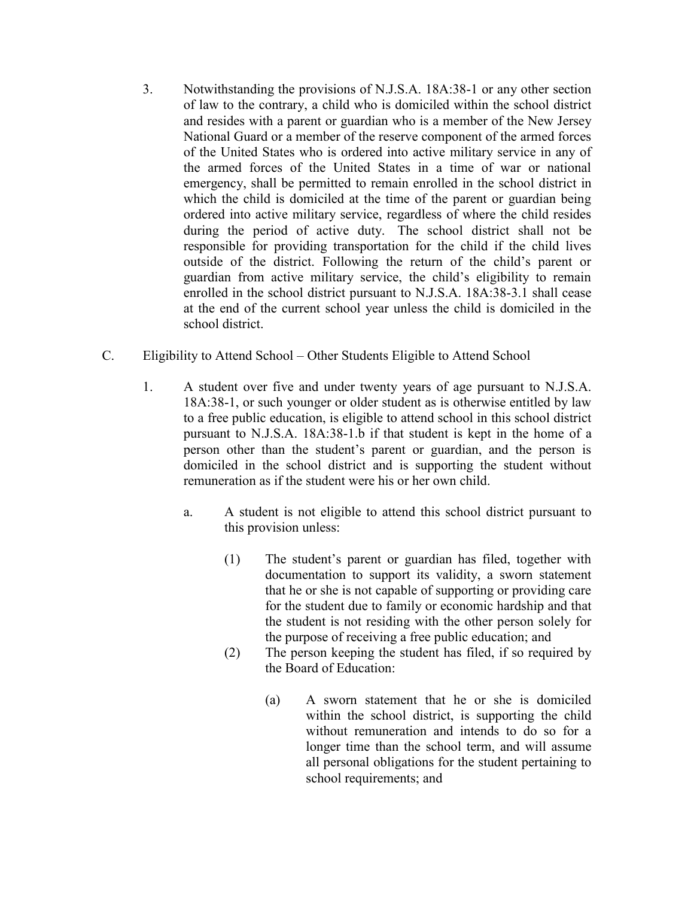3. Notwithstanding the provisions of N.J.S.A. 18A:38-1 or any other section of law to the contrary, a child who is domiciled within the school district and resides with a parent or guardian who is a member of the New Jersey National Guard or a member of the reserve component of the armed forces of the United States who is ordered into active military service in any of the armed forces of the United States in a time of war or national emergency, shall be permitted to remain enrolled in the school district in which the child is domiciled at the time of the parent or guardian being ordered into active military service, regardless of where the child resides during the period of active duty. The school district shall not be responsible for providing transportation for the child if the child lives outside of the district. Following the return of the child's parent or guardian from active military service, the child's eligibility to remain enrolled in the school district pursuant to N.J.S.A. 18A:38-3.1 shall cease at the end of the current school year unless the child is domiciled in the school district.

C. Eligibility to Attend School – Other Students Eligible to Attend School

1. A student over five and under twenty years of age pursuant to N.J.S.A. 18A:38-1, or such younger or older student as is otherwise entitled by law to a free public education, is eligible to attend school in this school district pursuant to N.J.S.A. 18A:38-1.b if that student is kept in the home of a person other than the student's parent or guardian, and the person is domiciled in the school district and is supporting the student without remuneration as if the student were his or her own child.

   a. A student is not eligible to attend this school district pursuant to this provision unless:

      (1) The student's parent or guardian has filed, together with documentation to support its validity, a sworn statement that he or she is not capable of supporting or providing care for the student due to family or economic hardship and that the student is not residing with the other person solely for the purpose of receiving a free public education; and

      (2) The person keeping the student has filed, if so required by the Board of Education:

         (a) A sworn statement that he or she is domiciled within the school district, is supporting the child without remuneration and intends to do so for a longer time than the school term, and will assume all personal obligations for the student pertaining to school requirements; and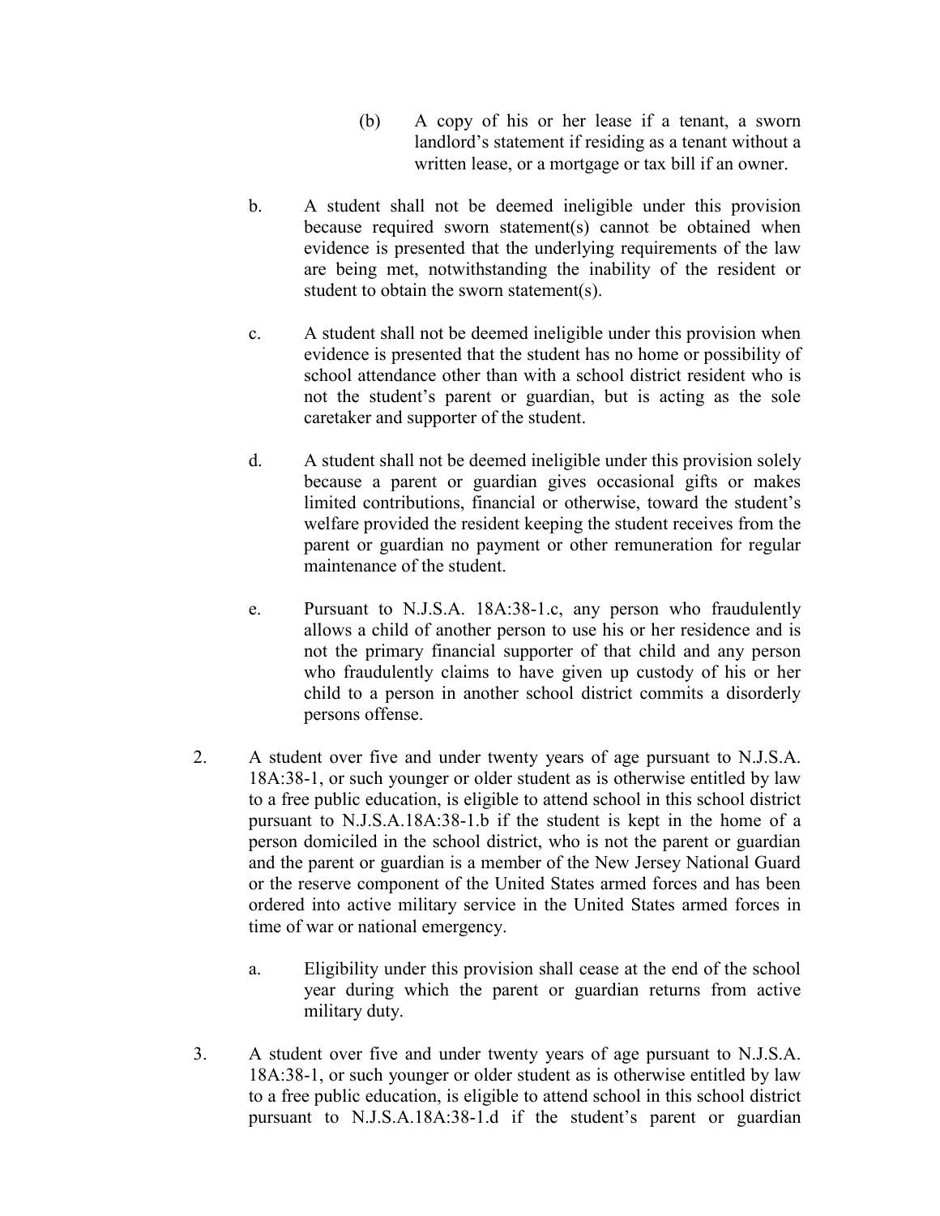(b) A copy of his or her lease if a tenant, a sworn landlord's statement if residing as a tenant without a written lease, or a mortgage or tax bill if an owner.

b. A student shall not be deemed ineligible under this provision because required sworn statement(s) cannot be obtained when evidence is presented that the underlying requirements of the law are being met, notwithstanding the inability of the resident or student to obtain the sworn statement(s).

c. A student shall not be deemed ineligible under this provision when evidence is presented that the student has no home or possibility of school attendance other than with a school district resident who is not the student's parent or guardian, but is acting as the sole caretaker and supporter of the student.

d. A student shall not be deemed ineligible under this provision solely because a parent or guardian gives occasional gifts or makes limited contributions, financial or otherwise, toward the student's welfare provided the resident keeping the student receives from the parent or guardian no payment or other remuneration for regular maintenance of the student.

e. Pursuant to N.J.S.A. 18A:38-1.c, any person who fraudulently allows a child of another person to use his or her residence and is not the primary financial supporter of that child and any person who fraudulently claims to have given up custody of his or her child to a person in another school district commits a disorderly persons offense.

2. A student over five and under twenty years of age pursuant to N.J.S.A. 18A:38-1, or such younger or older student as is otherwise entitled by law to a free public education, is eligible to attend school in this school district pursuant to N.J.S.A.18A:38-1.b if the student is kept in the home of a person domiciled in the school district, who is not the parent or guardian and the parent or guardian is a member of the New Jersey National Guard or the reserve component of the United States armed forces and has been ordered into active military service in the United States armed forces in time of war or national emergency.

   a. Eligibility under this provision shall cease at the end of the school year during which the parent or guardian returns from active military duty.

3. A student over five and under twenty years of age pursuant to N.J.S.A. 18A:38-1, or such younger or older student as is otherwise entitled by law to a free public education, is eligible to attend school in this school district pursuant to N.J.S.A.18A:38-1.d if the student's parent or guardian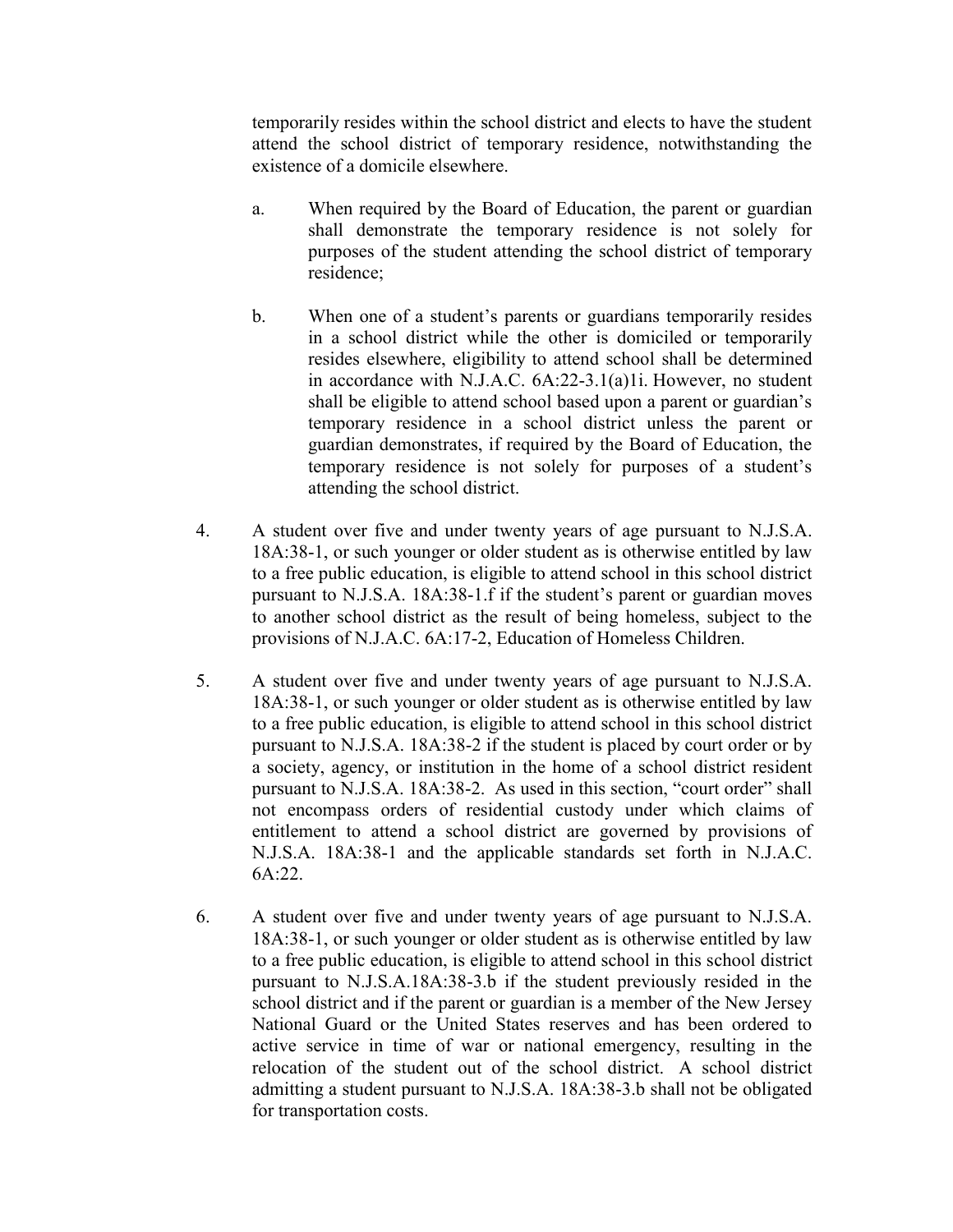temporarily resides within the school district and elects to have the student attend the school district of temporary residence, notwithstanding the existence of a domicile elsewhere.

a. When required by the Board of Education, the parent or guardian shall demonstrate the temporary residence is not solely for purposes of the student attending the school district of temporary residence;

b. When one of a student's parents or guardians temporarily resides in a school district while the other is domiciled or temporarily resides elsewhere, eligibility to attend school shall be determined in accordance with N.J.A.C. 6A:22-3.1(a)1i. However, no student shall be eligible to attend school based upon a parent or guardian's temporary residence in a school district unless the parent or guardian demonstrates, if required by the Board of Education, the temporary residence is not solely for purposes of a student's attending the school district.

4. A student over five and under twenty years of age pursuant to N.J.S.A. 18A:38-1, or such younger or older student as is otherwise entitled by law to a free public education, is eligible to attend school in this school district pursuant to N.J.S.A. 18A:38-1.f if the student's parent or guardian moves to another school district as the result of being homeless, subject to the provisions of N.J.A.C. 6A:17-2, Education of Homeless Children.

5. A student over five and under twenty years of age pursuant to N.J.S.A. 18A:38-1, or such younger or older student as is otherwise entitled by law to a free public education, is eligible to attend school in this school district pursuant to N.J.S.A. 18A:38-2 if the student is placed by court order or by a society, agency, or institution in the home of a school district resident pursuant to N.J.S.A. 18A:38-2. As used in this section, "court order" shall not encompass orders of residential custody under which claims of entitlement to attend a school district are governed by provisions of N.J.S.A. 18A:38-1 and the applicable standards set forth in N.J.A.C. 6A:22.

6. A student over five and under twenty years of age pursuant to N.J.S.A. 18A:38-1, or such younger or older student as is otherwise entitled by law to a free public education, is eligible to attend school in this school district pursuant to N.J.S.A.18A:38-3.b if the student previously resided in the school district and if the parent or guardian is a member of the New Jersey National Guard or the United States reserves and has been ordered to active service in time of war or national emergency, resulting in the relocation of the student out of the school district. A school district admitting a student pursuant to N.J.S.A. 18A:38-3.b shall not be obligated for transportation costs.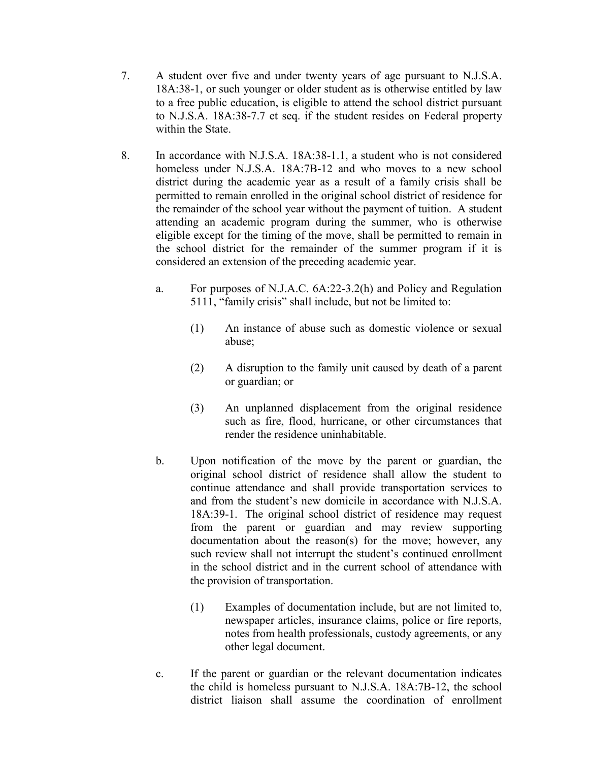7. A student over five and under twenty years of age pursuant to N.J.S.A. 18A:38-1, or such younger or older student as is otherwise entitled by law to a free public education, is eligible to attend the school district pursuant to N.J.S.A. 18A:38-7.7 et seq. if the student resides on Federal property within the State.

8. In accordance with N.J.S.A. 18A:38-1.1, a student who is not considered homeless under N.J.S.A. 18A:7B-12 and who moves to a new school district during the academic year as a result of a family crisis shall be permitted to remain enrolled in the original school district of residence for the remainder of the school year without the payment of tuition. A student attending an academic program during the summer, who is otherwise eligible except for the timing of the move, shall be permitted to remain in the school district for the remainder of the summer program if it is considered an extension of the preceding academic year.

   a. For purposes of N.J.A.C. 6A:22-3.2(h) and Policy and Regulation 5111, "family crisis" shall include, but not be limited to:

      (1) An instance of abuse such as domestic violence or sexual abuse;

      (2) A disruption to the family unit caused by death of a parent or guardian; or

      (3) An unplanned displacement from the original residence such as fire, flood, hurricane, or other circumstances that render the residence uninhabitable.

   b. Upon notification of the move by the parent or guardian, the original school district of residence shall allow the student to continue attendance and shall provide transportation services to and from the student's new domicile in accordance with N.J.S.A. 18A:39-1. The original school district of residence may request from the parent or guardian and may review supporting documentation about the reason(s) for the move; however, any such review shall not interrupt the student's continued enrollment in the school district and in the current school of attendance with the provision of transportation.

      (1) Examples of documentation include, but are not limited to, newspaper articles, insurance claims, police or fire reports, notes from health professionals, custody agreements, or any other legal document.

   c. If the parent or guardian or the relevant documentation indicates the child is homeless pursuant to N.J.S.A. 18A:7B-12, the school district liaison shall assume the coordination of enrollment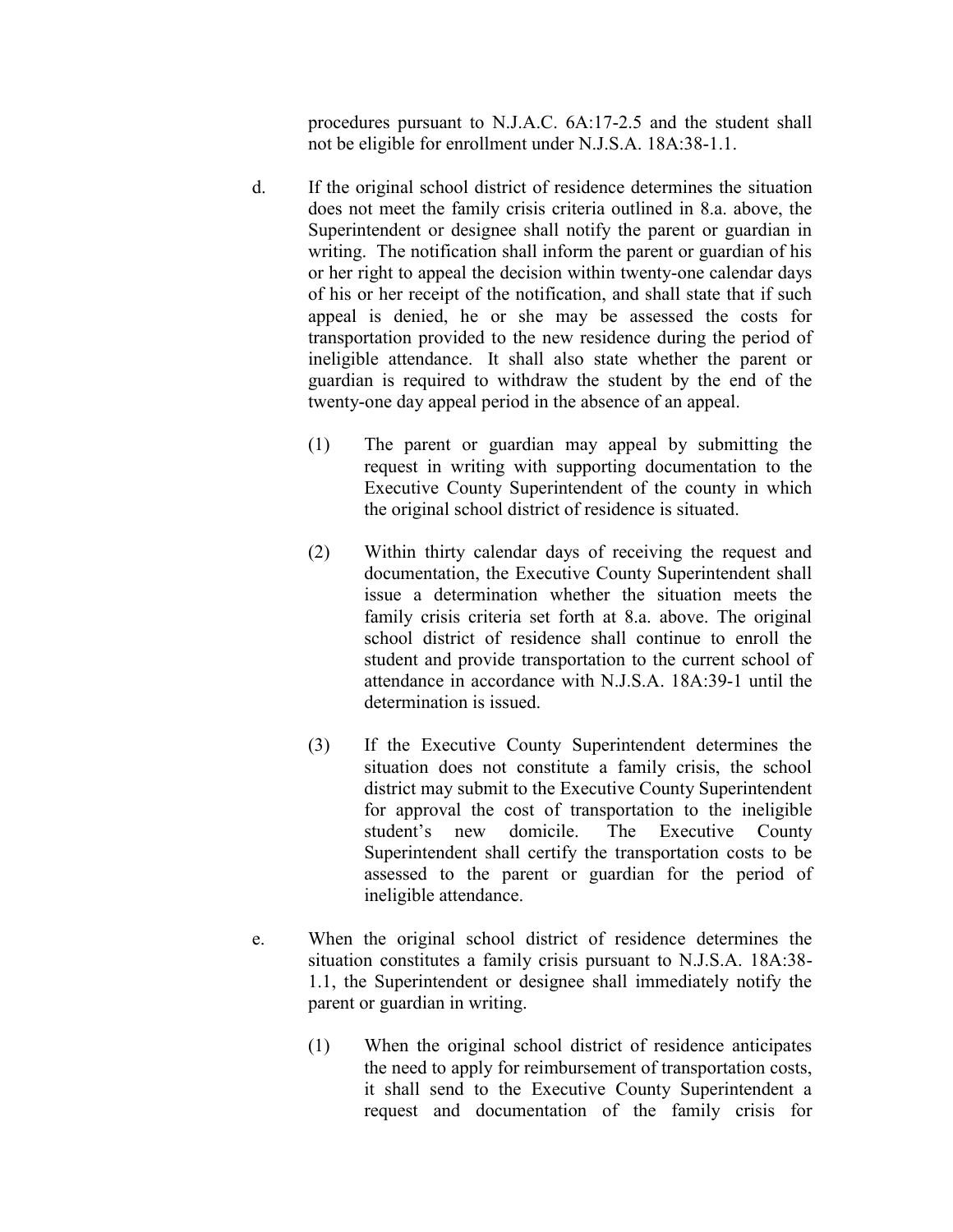procedures pursuant to N.J.A.C. 6A:17-2.5 and the student shall not be eligible for enrollment under N.J.S.A. 18A:38-1.1.

d. If the original school district of residence determines the situation does not meet the family crisis criteria outlined in 8.a. above, the Superintendent or designee shall notify the parent or guardian in writing. The notification shall inform the parent or guardian of his or her right to appeal the decision within twenty-one calendar days of his or her receipt of the notification, and shall state that if such appeal is denied, he or she may be assessed the costs for transportation provided to the new residence during the period of ineligible attendance. It shall also state whether the parent or guardian is required to withdraw the student by the end of the twenty-one day appeal period in the absence of an appeal.

(1) The parent or guardian may appeal by submitting the request in writing with supporting documentation to the Executive County Superintendent of the county in which the original school district of residence is situated.

(2) Within thirty calendar days of receiving the request and documentation, the Executive County Superintendent shall issue a determination whether the situation meets the family crisis criteria set forth at 8.a. above. The original school district of residence shall continue to enroll the student and provide transportation to the current school of attendance in accordance with N.J.S.A. 18A:39-1 until the determination is issued.

(3) If the Executive County Superintendent determines the situation does not constitute a family crisis, the school district may submit to the Executive County Superintendent for approval the cost of transportation to the ineligible student's new domicile. The Executive County Superintendent shall certify the transportation costs to be assessed to the parent or guardian for the period of ineligible attendance.

e. When the original school district of residence determines the situation constitutes a family crisis pursuant to N.J.S.A. 18A:38-1.1, the Superintendent or designee shall immediately notify the parent or guardian in writing.

(1) When the original school district of residence anticipates the need to apply for reimbursement of transportation costs, it shall send to the Executive County Superintendent a request and documentation of the family crisis for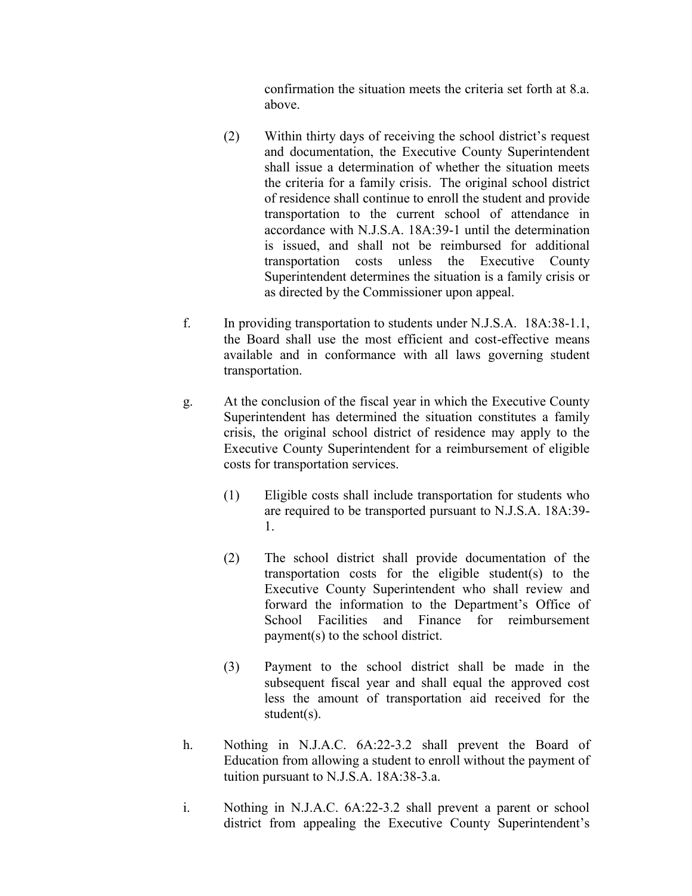confirmation the situation meets the criteria set forth at 8.a. above.

(2) Within thirty days of receiving the school district's request and documentation, the Executive County Superintendent shall issue a determination of whether the situation meets the criteria for a family crisis. The original school district of residence shall continue to enroll the student and provide transportation to the current school of attendance in accordance with N.J.S.A. 18A:39-1 until the determination is issued, and shall not be reimbursed for additional transportation costs unless the Executive County Superintendent determines the situation is a family crisis or as directed by the Commissioner upon appeal.

f. In providing transportation to students under N.J.S.A. 18A:38-1.1, the Board shall use the most efficient and cost-effective means available and in conformance with all laws governing student transportation.

g. At the conclusion of the fiscal year in which the Executive County Superintendent has determined the situation constitutes a family crisis, the original school district of residence may apply to the Executive County Superintendent for a reimbursement of eligible costs for transportation services.

(1) Eligible costs shall include transportation for students who are required to be transported pursuant to N.J.S.A. 18A:39-1.

(2) The school district shall provide documentation of the transportation costs for the eligible student(s) to the Executive County Superintendent who shall review and forward the information to the Department's Office of School Facilities and Finance for reimbursement payment(s) to the school district.

(3) Payment to the school district shall be made in the subsequent fiscal year and shall equal the approved cost less the amount of transportation aid received for the student(s).

h. Nothing in N.J.A.C. 6A:22-3.2 shall prevent the Board of Education from allowing a student to enroll without the payment of tuition pursuant to N.J.S.A. 18A:38-3.a.

i. Nothing in N.J.A.C. 6A:22-3.2 shall prevent a parent or school district from appealing the Executive County Superintendent's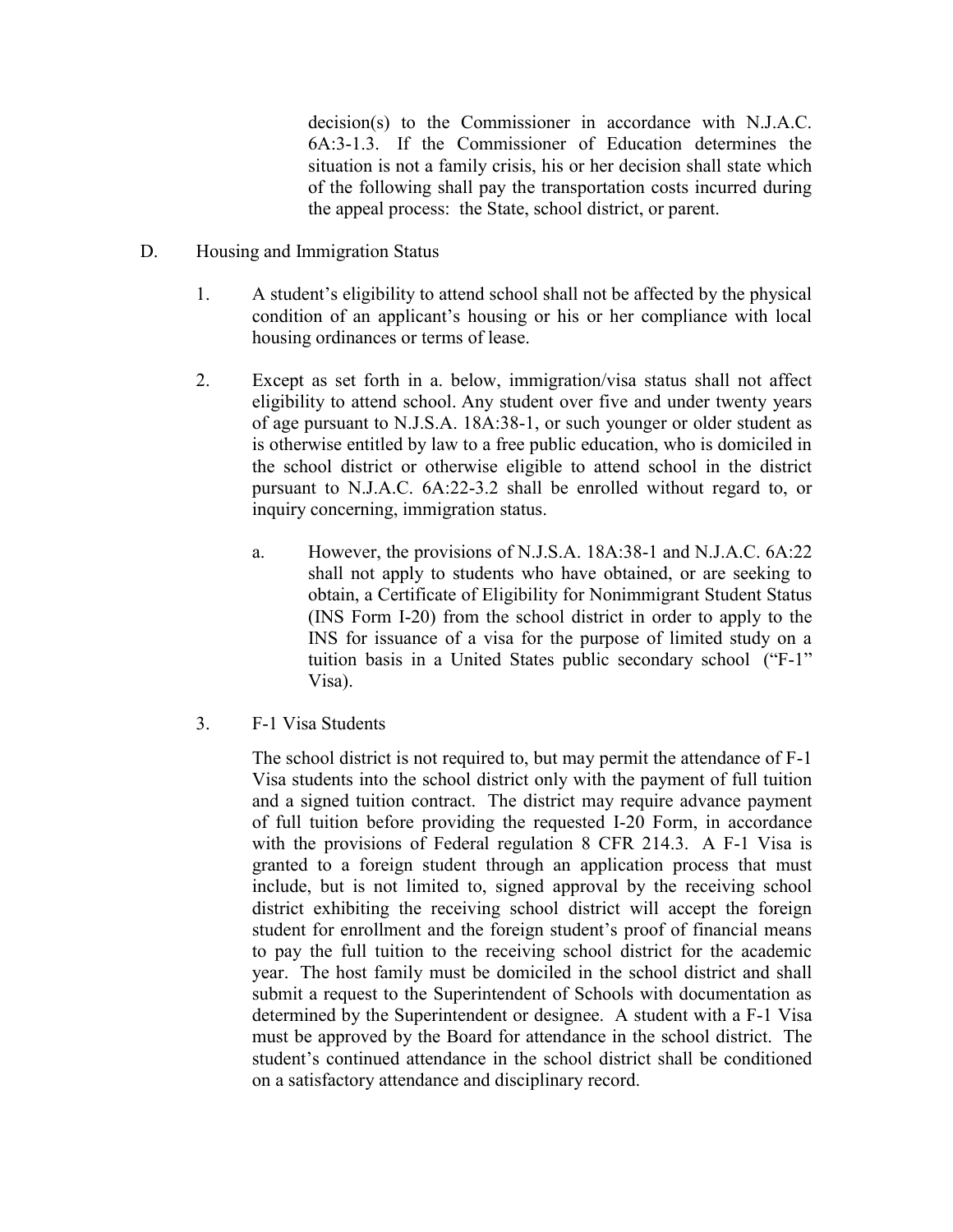decision(s) to the Commissioner in accordance with N.J.A.C. 6A:3-1.3. If the Commissioner of Education determines the situation is not a family crisis, his or her decision shall state which of the following shall pay the transportation costs incurred during the appeal process: the State, school district, or parent.

D. Housing and Immigration Status

1. A student's eligibility to attend school shall not be affected by the physical condition of an applicant's housing or his or her compliance with local housing ordinances or terms of lease.

2. Except as set forth in a. below, immigration/visa status shall not affect eligibility to attend school. Any student over five and under twenty years of age pursuant to N.J.S.A. 18A:38-1, or such younger or older student as is otherwise entitled by law to a free public education, who is domiciled in the school district or otherwise eligible to attend school in the district pursuant to N.J.A.C. 6A:22-3.2 shall be enrolled without regard to, or inquiry concerning, immigration status.

   a. However, the provisions of N.J.S.A. 18A:38-1 and N.J.A.C. 6A:22 shall not apply to students who have obtained, or are seeking to obtain, a Certificate of Eligibility for Nonimmigrant Student Status (INS Form I-20) from the school district in order to apply to the INS for issuance of a visa for the purpose of limited study on a tuition basis in a United States public secondary school ("F-1" Visa).

3. F-1 Visa Students

   The school district is not required to, but may permit the attendance of F-1 Visa students into the school district only with the payment of full tuition and a signed tuition contract. The district may require advance payment of full tuition before providing the requested I-20 Form, in accordance with the provisions of Federal regulation 8 CFR 214.3. A F-1 Visa is granted to a foreign student through an application process that must include, but is not limited to, signed approval by the receiving school district exhibiting the receiving school district will accept the foreign student for enrollment and the foreign student's proof of financial means to pay the full tuition to the receiving school district for the academic year. The host family must be domiciled in the school district and shall submit a request to the Superintendent of Schools with documentation as determined by the Superintendent or designee. A student with a F-1 Visa must be approved by the Board for attendance in the school district. The student's continued attendance in the school district shall be conditioned on a satisfactory attendance and disciplinary record.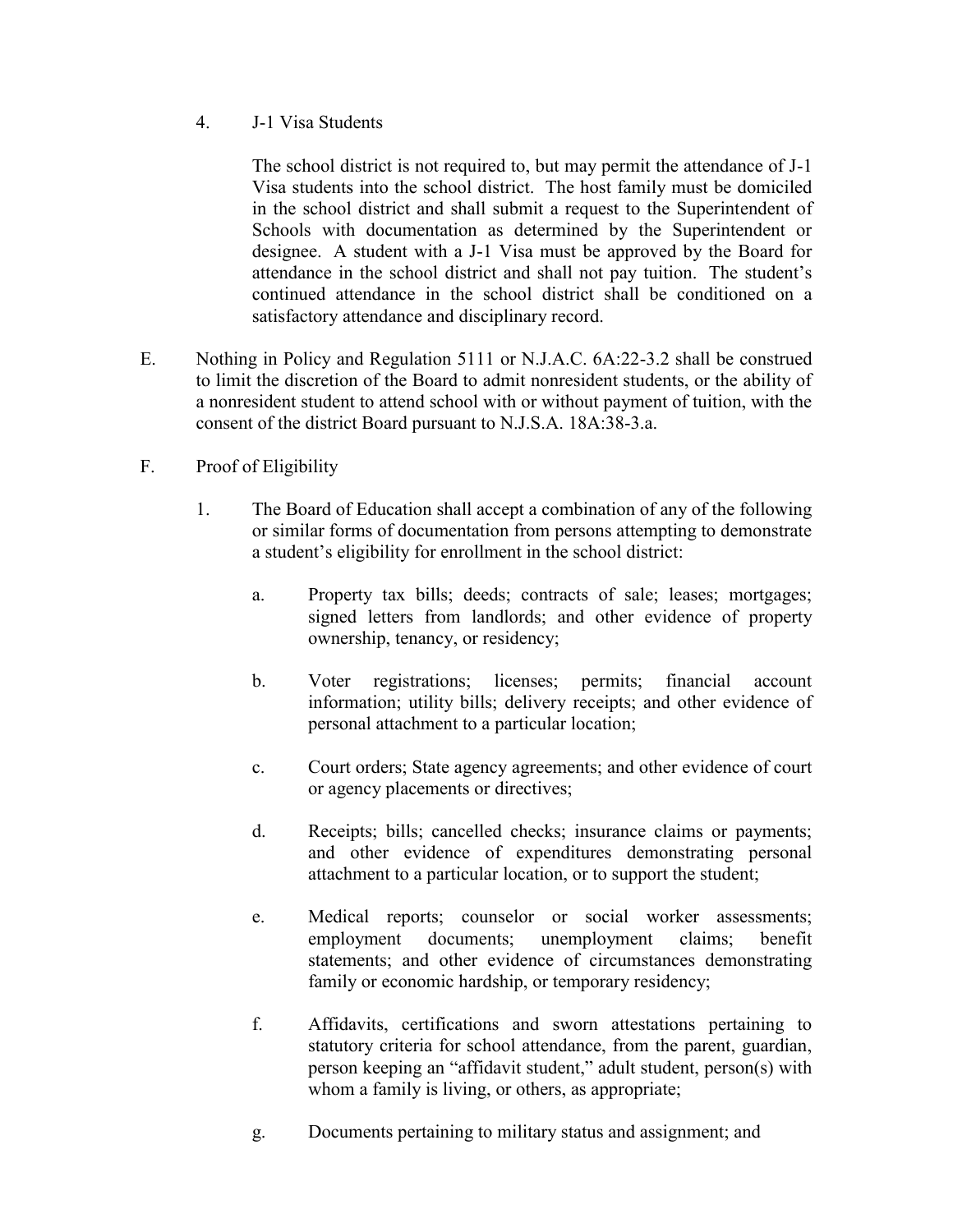4. J-1 Visa Students

   The school district is not required to, but may permit the attendance of J-1 Visa students into the school district. The host family must be domiciled in the school district and shall submit a request to the Superintendent of Schools with documentation as determined by the Superintendent or designee. A student with a J-1 Visa must be approved by the Board for attendance in the school district and shall not pay tuition. The student's continued attendance in the school district shall be conditioned on a satisfactory attendance and disciplinary record.

E. Nothing in Policy and Regulation 5111 or N.J.A.C. 6A:22-3.2 shall be construed to limit the discretion of the Board to admit nonresident students, or the ability of a nonresident student to attend school with or without payment of tuition, with the consent of the district Board pursuant to N.J.S.A. 18A:38-3.a.

F. Proof of Eligibility

   1. The Board of Education shall accept a combination of any of the following or similar forms of documentation from persons attempting to demonstrate a student's eligibility for enrollment in the school district:

      a. Property tax bills; deeds; contracts of sale; leases; mortgages; signed letters from landlords; and other evidence of property ownership, tenancy, or residency;

      b. Voter registrations; licenses; permits; financial account information; utility bills; delivery receipts; and other evidence of personal attachment to a particular location;

      c. Court orders; State agency agreements; and other evidence of court or agency placements or directives;

      d. Receipts; bills; cancelled checks; insurance claims or payments; and other evidence of expenditures demonstrating personal attachment to a particular location, or to support the student;

      e. Medical reports; counselor or social worker assessments; employment documents; unemployment claims; benefit statements; and other evidence of circumstances demonstrating family or economic hardship, or temporary residency;

      f. Affidavits, certifications and sworn attestations pertaining to statutory criteria for school attendance, from the parent, guardian, person keeping an "affidavit student," adult student, person(s) with whom a family is living, or others, as appropriate;

      g. Documents pertaining to military status and assignment; and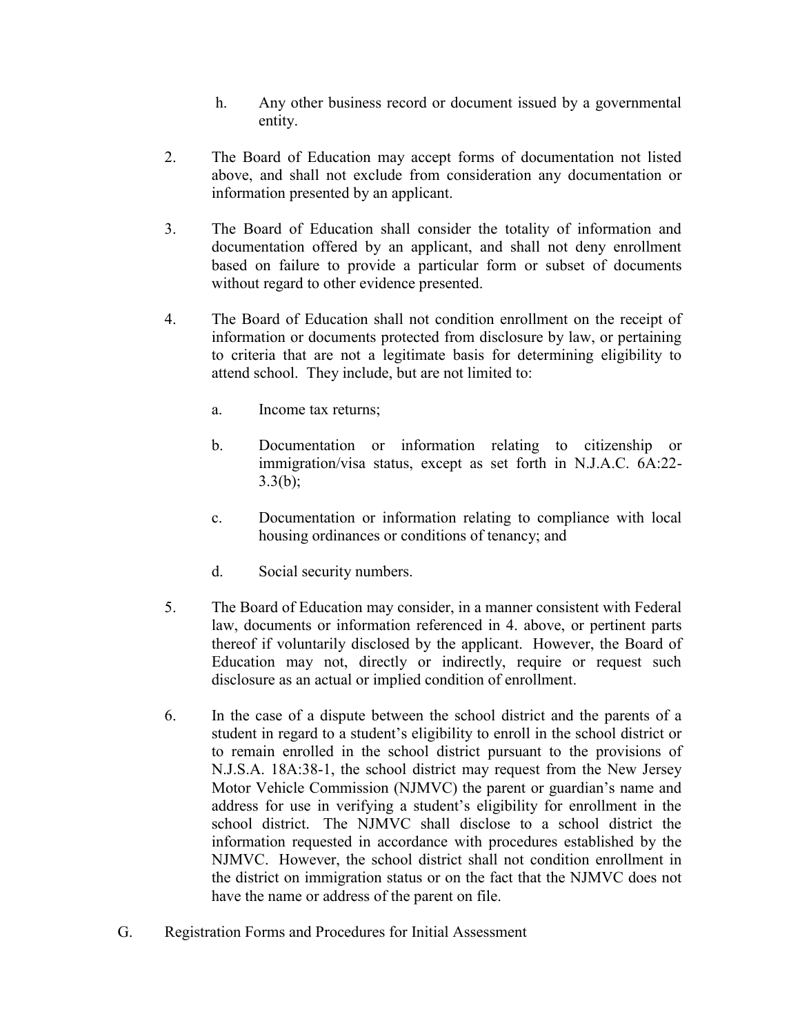h. Any other business record or document issued by a governmental entity.

2. The Board of Education may accept forms of documentation not listed above, and shall not exclude from consideration any documentation or information presented by an applicant.

3. The Board of Education shall consider the totality of information and documentation offered by an applicant, and shall not deny enrollment based on failure to provide a particular form or subset of documents without regard to other evidence presented.

4. The Board of Education shall not condition enrollment on the receipt of information or documents protected from disclosure by law, or pertaining to criteria that are not a legitimate basis for determining eligibility to attend school. They include, but are not limited to:

   a. Income tax returns;

   b. Documentation or information relating to citizenship or immigration/visa status, except as set forth in N.J.A.C. 6A:22-3.3(b);

   c. Documentation or information relating to compliance with local housing ordinances or conditions of tenancy; and

   d. Social security numbers.

5. The Board of Education may consider, in a manner consistent with Federal law, documents or information referenced in 4. above, or pertinent parts thereof if voluntarily disclosed by the applicant. However, the Board of Education may not, directly or indirectly, require or request such disclosure as an actual or implied condition of enrollment.

6. In the case of a dispute between the school district and the parents of a student in regard to a student's eligibility to enroll in the school district or to remain enrolled in the school district pursuant to the provisions of N.J.S.A. 18A:38-1, the school district may request from the New Jersey Motor Vehicle Commission (NJMVC) the parent or guardian's name and address for use in verifying a student's eligibility for enrollment in the school district. The NJMVC shall disclose to a school district the information requested in accordance with procedures established by the NJMVC. However, the school district shall not condition enrollment in the district on immigration status or on the fact that the NJMVC does not have the name or address of the parent on file.

G. Registration Forms and Procedures for Initial Assessment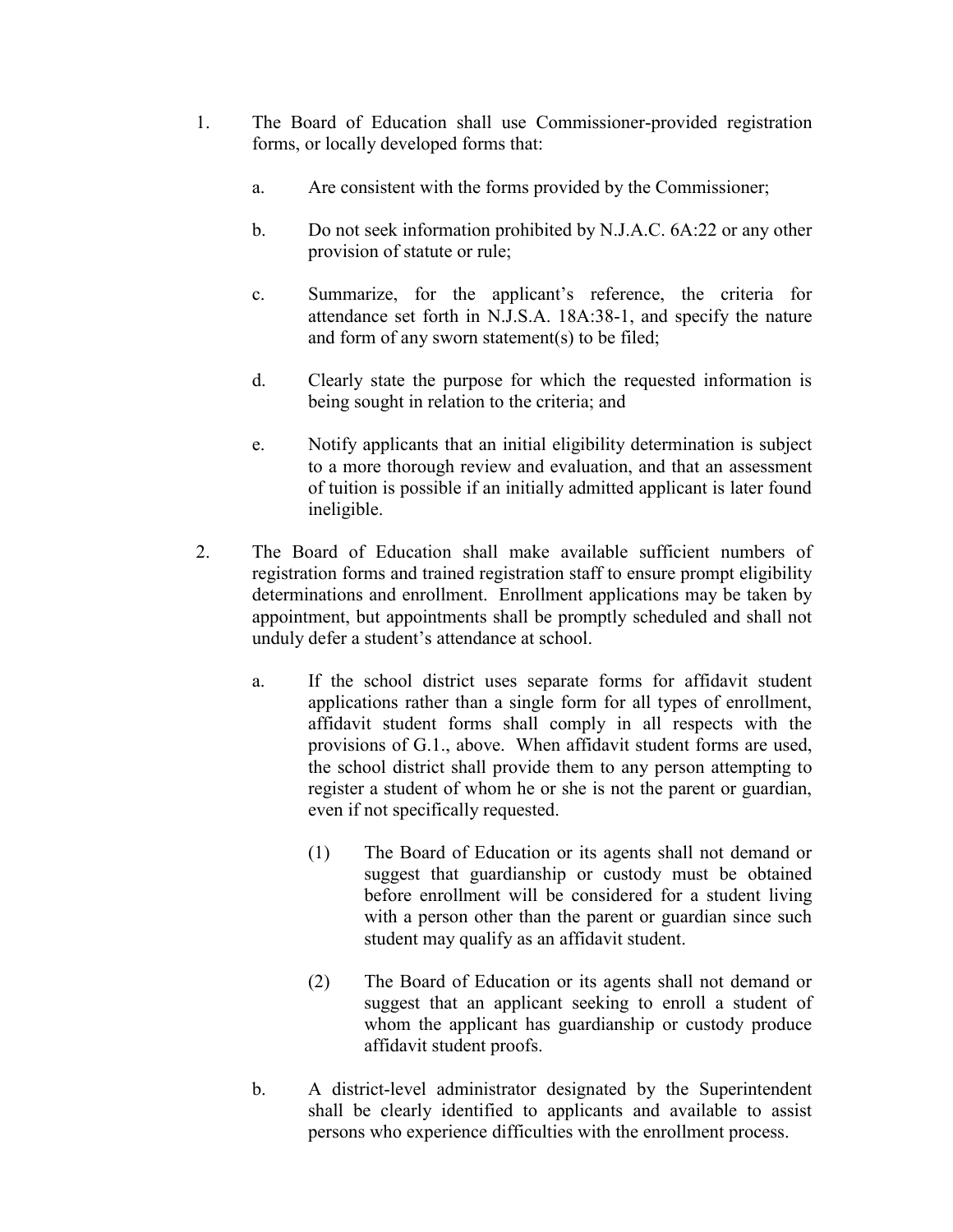1. The Board of Education shall use Commissioner-provided registration forms, or locally developed forms that:

   a. Are consistent with the forms provided by the Commissioner;

   b. Do not seek information prohibited by N.J.A.C. 6A:22 or any other provision of statute or rule;

   c. Summarize, for the applicant's reference, the criteria for attendance set forth in N.J.S.A. 18A:38-1, and specify the nature and form of any sworn statement(s) to be filed;

   d. Clearly state the purpose for which the requested information is being sought in relation to the criteria; and

   e. Notify applicants that an initial eligibility determination is subject to a more thorough review and evaluation, and that an assessment of tuition is possible if an initially admitted applicant is later found ineligible.

2. The Board of Education shall make available sufficient numbers of registration forms and trained registration staff to ensure prompt eligibility determinations and enrollment. Enrollment applications may be taken by appointment, but appointments shall be promptly scheduled and shall not unduly defer a student's attendance at school.

   a. If the school district uses separate forms for affidavit student applications rather than a single form for all types of enrollment, affidavit student forms shall comply in all respects with the provisions of G.1., above. When affidavit student forms are used, the school district shall provide them to any person attempting to register a student of whom he or she is not the parent or guardian, even if not specifically requested.

      (1) The Board of Education or its agents shall not demand or suggest that guardianship or custody must be obtained before enrollment will be considered for a student living with a person other than the parent or guardian since such student may qualify as an affidavit student.

      (2) The Board of Education or its agents shall not demand or suggest that an applicant seeking to enroll a student of whom the applicant has guardianship or custody produce affidavit student proofs.

   b. A district-level administrator designated by the Superintendent shall be clearly identified to applicants and available to assist persons who experience difficulties with the enrollment process.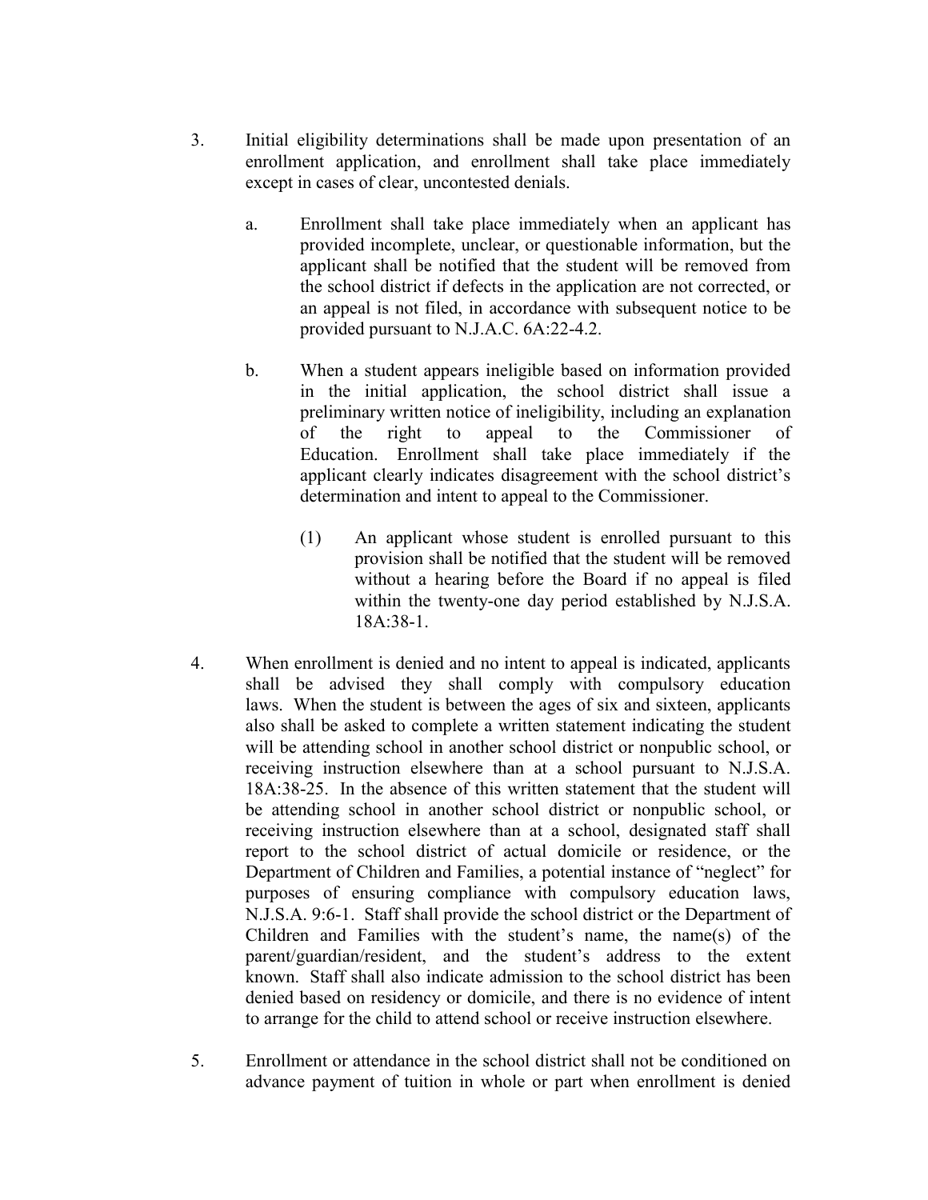3. Initial eligibility determinations shall be made upon presentation of an enrollment application, and enrollment shall take place immediately except in cases of clear, uncontested denials.

   a. Enrollment shall take place immediately when an applicant has provided incomplete, unclear, or questionable information, but the applicant shall be notified that the student will be removed from the school district if defects in the application are not corrected, or an appeal is not filed, in accordance with subsequent notice to be provided pursuant to N.J.A.C. 6A:22-4.2.

   b. When a student appears ineligible based on information provided in the initial application, the school district shall issue a preliminary written notice of ineligibility, including an explanation of the right to appeal to the Commissioner of Education. Enrollment shall take place immediately if the applicant clearly indicates disagreement with the school district's determination and intent to appeal to the Commissioner.

      (1) An applicant whose student is enrolled pursuant to this provision shall be notified that the student will be removed without a hearing before the Board if no appeal is filed within the twenty-one day period established by N.J.S.A. 18A:38-1.

4. When enrollment is denied and no intent to appeal is indicated, applicants shall be advised they shall comply with compulsory education laws. When the student is between the ages of six and sixteen, applicants also shall be asked to complete a written statement indicating the student will be attending school in another school district or nonpublic school, or receiving instruction elsewhere than at a school pursuant to N.J.S.A. 18A:38-25. In the absence of this written statement that the student will be attending school in another school district or nonpublic school, or receiving instruction elsewhere than at a school, designated staff shall report to the school district of actual domicile or residence, or the Department of Children and Families, a potential instance of "neglect" for purposes of ensuring compliance with compulsory education laws, N.J.S.A. 9:6-1. Staff shall provide the school district or the Department of Children and Families with the student's name, the name(s) of the parent/guardian/resident, and the student's address to the extent known. Staff shall also indicate admission to the school district has been denied based on residency or domicile, and there is no evidence of intent to arrange for the child to attend school or receive instruction elsewhere.

5. Enrollment or attendance in the school district shall not be conditioned on advance payment of tuition in whole or part when enrollment is denied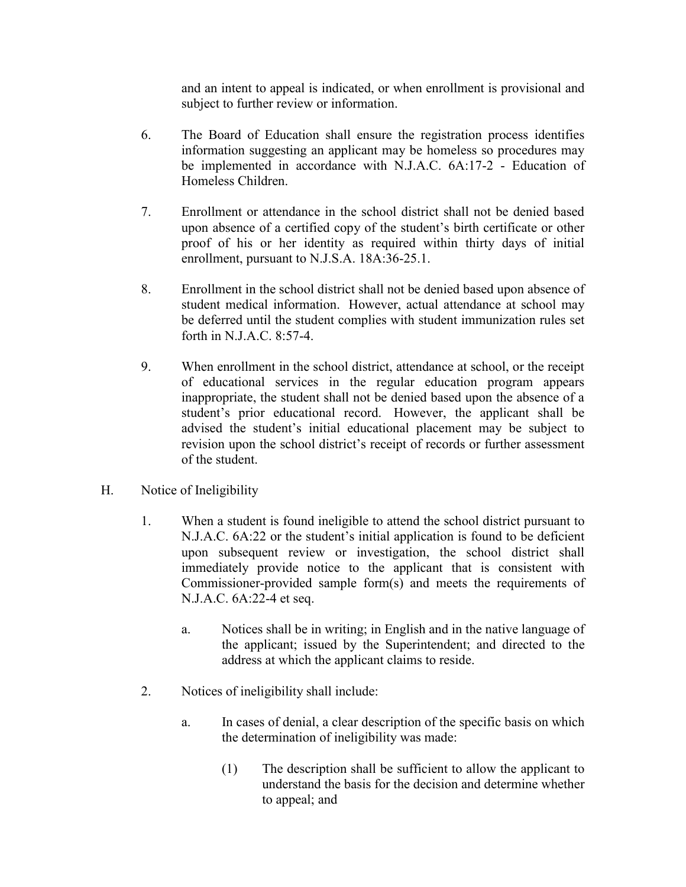and an intent to appeal is indicated, or when enrollment is provisional and subject to further review or information.

6. The Board of Education shall ensure the registration process identifies information suggesting an applicant may be homeless so procedures may be implemented in accordance with N.J.A.C. 6A:17-2 - Education of Homeless Children.

7. Enrollment or attendance in the school district shall not be denied based upon absence of a certified copy of the student's birth certificate or other proof of his or her identity as required within thirty days of initial enrollment, pursuant to N.J.S.A. 18A:36-25.1.

8. Enrollment in the school district shall not be denied based upon absence of student medical information. However, actual attendance at school may be deferred until the student complies with student immunization rules set forth in N.J.A.C. 8:57-4.

9. When enrollment in the school district, attendance at school, or the receipt of educational services in the regular education program appears inappropriate, the student shall not be denied based upon the absence of a student's prior educational record. However, the applicant shall be advised the student's initial educational placement may be subject to revision upon the school district's receipt of records or further assessment of the student.

H. Notice of Ineligibility

1. When a student is found ineligible to attend the school district pursuant to N.J.A.C. 6A:22 or the student's initial application is found to be deficient upon subsequent review or investigation, the school district shall immediately provide notice to the applicant that is consistent with Commissioner-provided sample form(s) and meets the requirements of N.J.A.C. 6A:22-4 et seq.

   a. Notices shall be in writing; in English and in the native language of the applicant; issued by the Superintendent; and directed to the address at which the applicant claims to reside.

2. Notices of ineligibility shall include:

   a. In cases of denial, a clear description of the specific basis on which the determination of ineligibility was made:

      (1) The description shall be sufficient to allow the applicant to understand the basis for the decision and determine whether to appeal; and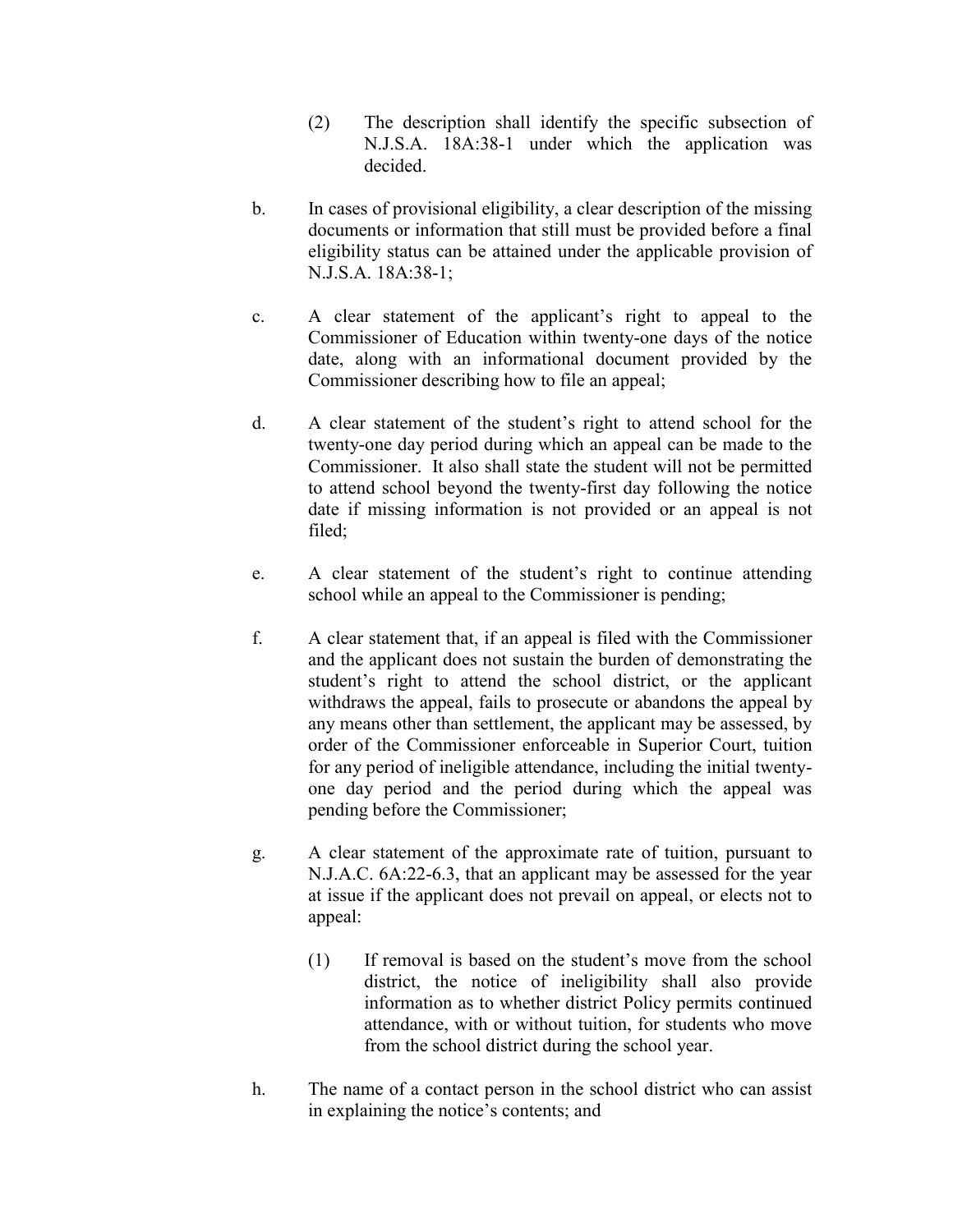(2) The description shall identify the specific subsection of N.J.S.A. 18A:38-1 under which the application was decided.

b. In cases of provisional eligibility, a clear description of the missing documents or information that still must be provided before a final eligibility status can be attained under the applicable provision of N.J.S.A. 18A:38-1;

c. A clear statement of the applicant's right to appeal to the Commissioner of Education within twenty-one days of the notice date, along with an informational document provided by the Commissioner describing how to file an appeal;

d. A clear statement of the student's right to attend school for the twenty-one day period during which an appeal can be made to the Commissioner. It also shall state the student will not be permitted to attend school beyond the twenty-first day following the notice date if missing information is not provided or an appeal is not filed;

e. A clear statement of the student's right to continue attending school while an appeal to the Commissioner is pending;

f. A clear statement that, if an appeal is filed with the Commissioner and the applicant does not sustain the burden of demonstrating the student's right to attend the school district, or the applicant withdraws the appeal, fails to prosecute or abandons the appeal by any means other than settlement, the applicant may be assessed, by order of the Commissioner enforceable in Superior Court, tuition for any period of ineligible attendance, including the initial twenty-one day period and the period during which the appeal was pending before the Commissioner;

g. A clear statement of the approximate rate of tuition, pursuant to N.J.A.C. 6A:22-6.3, that an applicant may be assessed for the year at issue if the applicant does not prevail on appeal, or elects not to appeal:

    (1) If removal is based on the student's move from the school district, the notice of ineligibility shall also provide information as to whether district Policy permits continued attendance, with or without tuition, for students who move from the school district during the school year.

h. The name of a contact person in the school district who can assist in explaining the notice's contents; and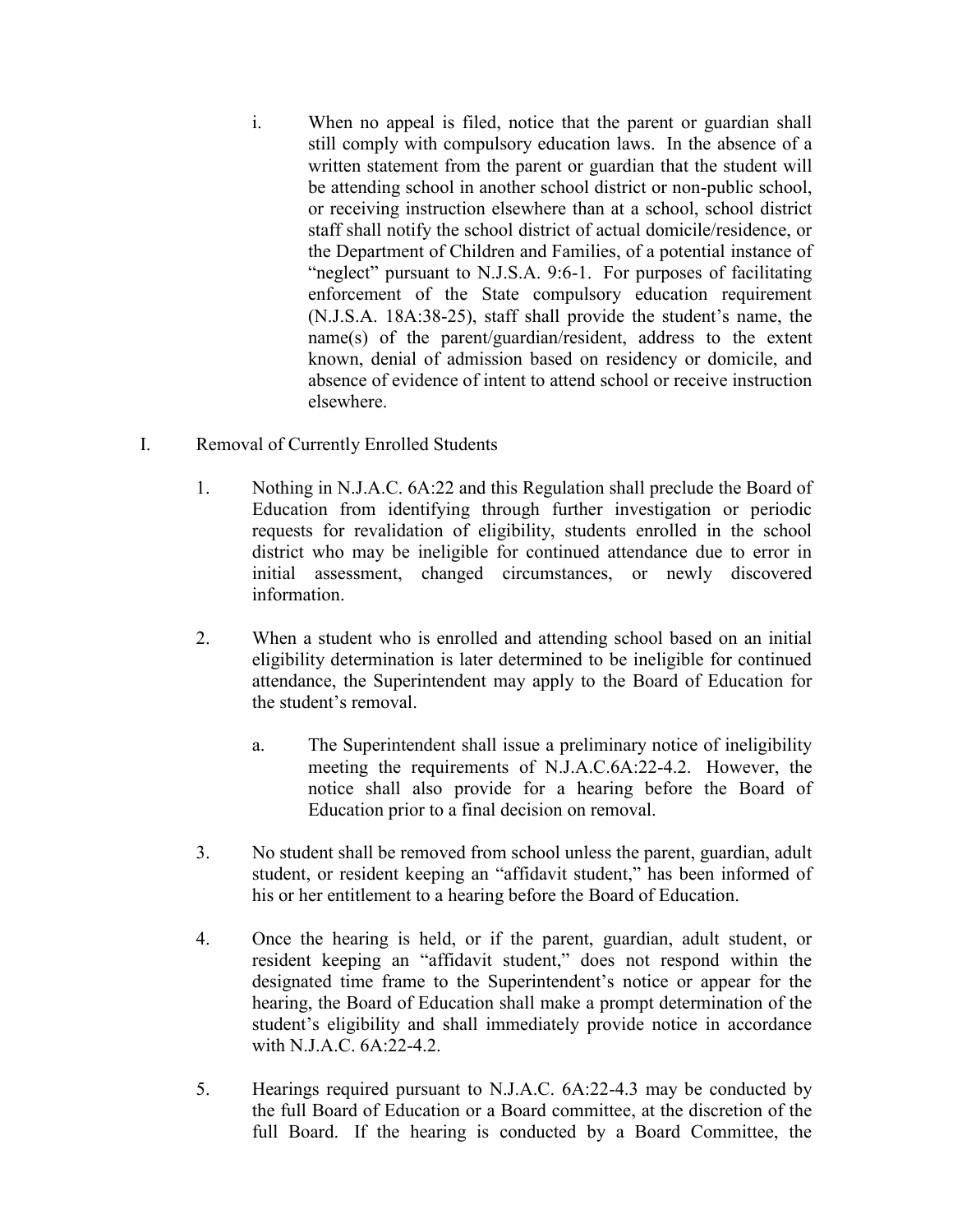i. When no appeal is filed, notice that the parent or guardian shall still comply with compulsory education laws. In the absence of a written statement from the parent or guardian that the student will be attending school in another school district or non-public school, or receiving instruction elsewhere than at a school, school district staff shall notify the school district of actual domicile/residence, or the Department of Children and Families, of a potential instance of "neglect" pursuant to N.J.S.A. 9:6-1. For purposes of facilitating enforcement of the State compulsory education requirement (N.J.S.A. 18A:38-25), staff shall provide the student's name, the name(s) of the parent/guardian/resident, address to the extent known, denial of admission based on residency or domicile, and absence of evidence of intent to attend school or receive instruction elsewhere.

I. Removal of Currently Enrolled Students

1. Nothing in N.J.A.C. 6A:22 and this Regulation shall preclude the Board of Education from identifying through further investigation or periodic requests for revalidation of eligibility, students enrolled in the school district who may be ineligible for continued attendance due to error in initial assessment, changed circumstances, or newly discovered information.

2. When a student who is enrolled and attending school based on an initial eligibility determination is later determined to be ineligible for continued attendance, the Superintendent may apply to the Board of Education for the student's removal.

   a. The Superintendent shall issue a preliminary notice of ineligibility meeting the requirements of N.J.A.C.6A:22-4.2. However, the notice shall also provide for a hearing before the Board of Education prior to a final decision on removal.

3. No student shall be removed from school unless the parent, guardian, adult student, or resident keeping an "affidavit student," has been informed of his or her entitlement to a hearing before the Board of Education.

4. Once the hearing is held, or if the parent, guardian, adult student, or resident keeping an "affidavit student," does not respond within the designated time frame to the Superintendent's notice or appear for the hearing, the Board of Education shall make a prompt determination of the student's eligibility and shall immediately provide notice in accordance with N.J.A.C. 6A:22-4.2.

5. Hearings required pursuant to N.J.A.C. 6A:22-4.3 may be conducted by the full Board of Education or a Board committee, at the discretion of the full Board. If the hearing is conducted by a Board Committee, the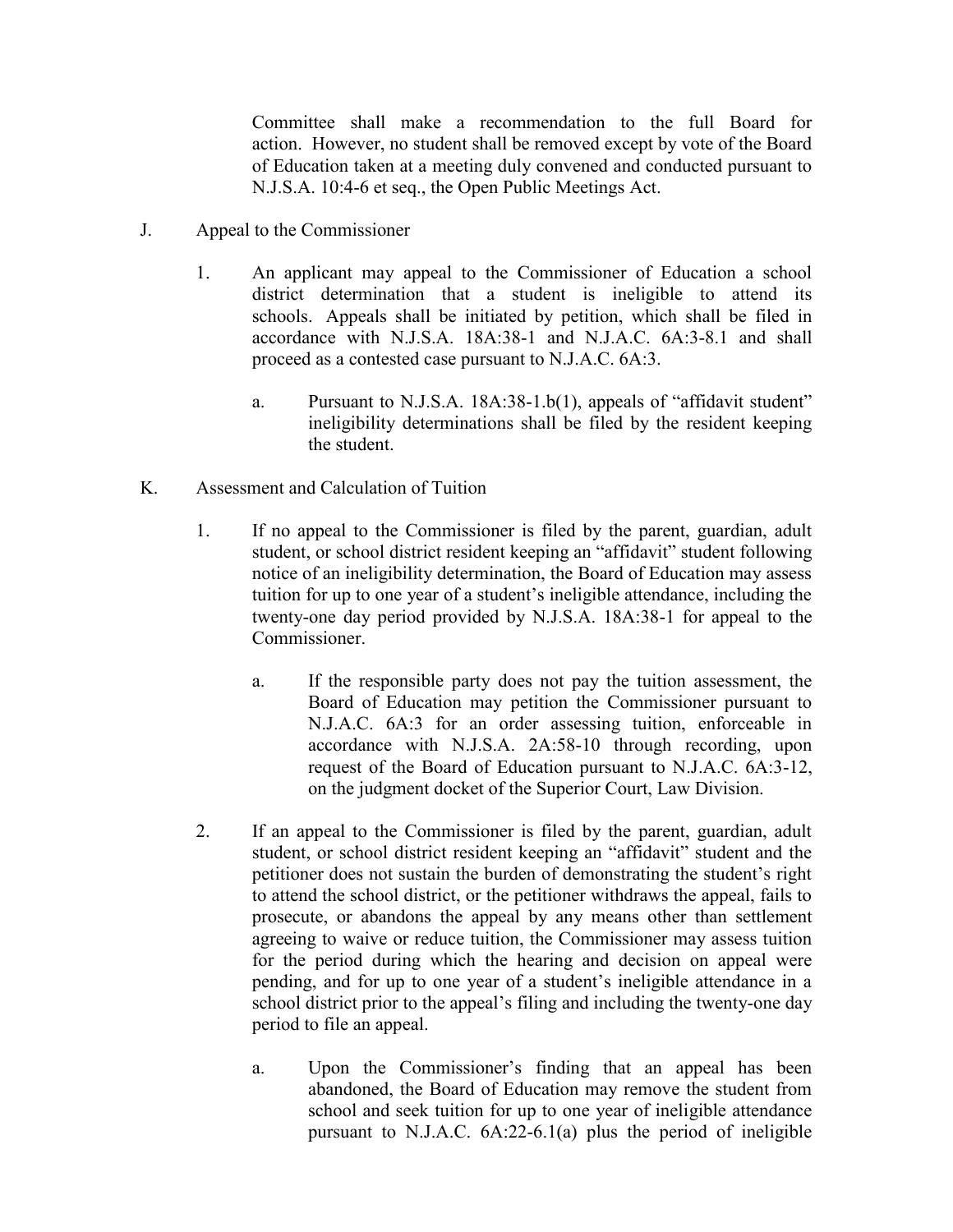Committee shall make a recommendation to the full Board for action. However, no student shall be removed except by vote of the Board of Education taken at a meeting duly convened and conducted pursuant to N.J.S.A. 10:4-6 et seq., the Open Public Meetings Act.

J. Appeal to the Commissioner

1. An applicant may appeal to the Commissioner of Education a school district determination that a student is ineligible to attend its schools. Appeals shall be initiated by petition, which shall be filed in accordance with N.J.S.A. 18A:38-1 and N.J.A.C. 6A:3-8.1 and shall proceed as a contested case pursuant to N.J.A.C. 6A:3.

   a. Pursuant to N.J.S.A. 18A:38-1.b(1), appeals of "affidavit student" ineligibility determinations shall be filed by the resident keeping the student.

K. Assessment and Calculation of Tuition

1. If no appeal to the Commissioner is filed by the parent, guardian, adult student, or school district resident keeping an "affidavit" student following notice of an ineligibility determination, the Board of Education may assess tuition for up to one year of a student's ineligible attendance, including the twenty-one day period provided by N.J.S.A. 18A:38-1 for appeal to the Commissioner.

   a. If the responsible party does not pay the tuition assessment, the Board of Education may petition the Commissioner pursuant to N.J.A.C. 6A:3 for an order assessing tuition, enforceable in accordance with N.J.S.A. 2A:58-10 through recording, upon request of the Board of Education pursuant to N.J.A.C. 6A:3-12, on the judgment docket of the Superior Court, Law Division.

2. If an appeal to the Commissioner is filed by the parent, guardian, adult student, or school district resident keeping an "affidavit" student and the petitioner does not sustain the burden of demonstrating the student's right to attend the school district, or the petitioner withdraws the appeal, fails to prosecute, or abandons the appeal by any means other than settlement agreeing to waive or reduce tuition, the Commissioner may assess tuition for the period during which the hearing and decision on appeal were pending, and for up to one year of a student's ineligible attendance in a school district prior to the appeal's filing and including the twenty-one day period to file an appeal.

   a. Upon the Commissioner's finding that an appeal has been abandoned, the Board of Education may remove the student from school and seek tuition for up to one year of ineligible attendance pursuant to N.J.A.C. 6A:22-6.1(a) plus the period of ineligible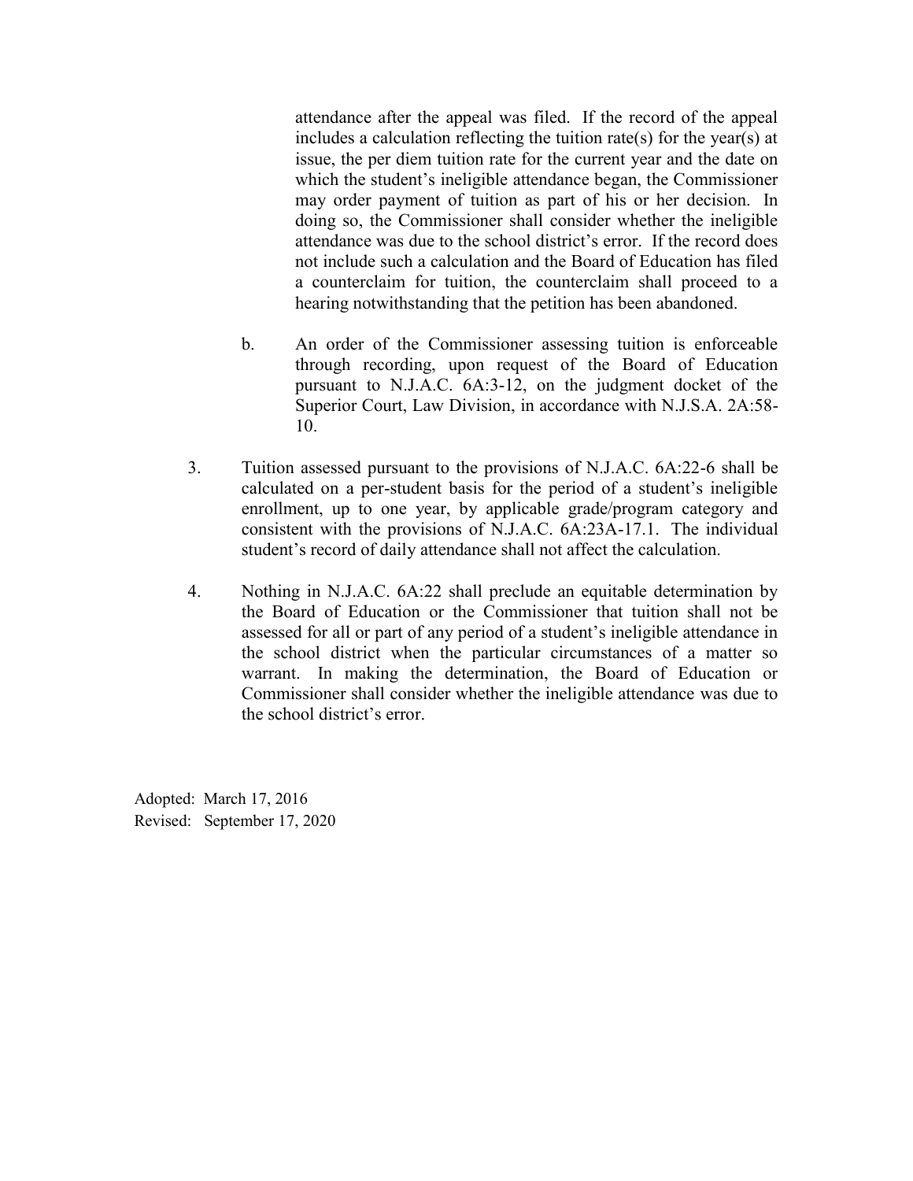attendance after the appeal was filed. If the record of the appeal includes a calculation reflecting the tuition rate(s) for the year(s) at issue, the per diem tuition rate for the current year and the date on which the student's ineligible attendance began, the Commissioner may order payment of tuition as part of his or her decision. In doing so, the Commissioner shall consider whether the ineligible attendance was due to the school district's error. If the record does not include such a calculation and the Board of Education has filed a counterclaim for tuition, the counterclaim shall proceed to a hearing notwithstanding that the petition has been abandoned.

b. An order of the Commissioner assessing tuition is enforceable through recording, upon request of the Board of Education pursuant to N.J.A.C. 6A:3-12, on the judgment docket of the Superior Court, Law Division, in accordance with N.J.S.A. 2A:58-10.

3. Tuition assessed pursuant to the provisions of N.J.A.C. 6A:22-6 shall be calculated on a per-student basis for the period of a student's ineligible enrollment, up to one year, by applicable grade/program category and consistent with the provisions of N.J.A.C. 6A:23A-17.1. The individual student's record of daily attendance shall not affect the calculation.

4. Nothing in N.J.A.C. 6A:22 shall preclude an equitable determination by the Board of Education or the Commissioner that tuition shall not be assessed for all or part of any period of a student's ineligible attendance in the school district when the particular circumstances of a matter so warrant. In making the determination, the Board of Education or Commissioner shall consider whether the ineligible attendance was due to the school district's error.

Adopted: March 17, 2016
Revised: September 17, 2020